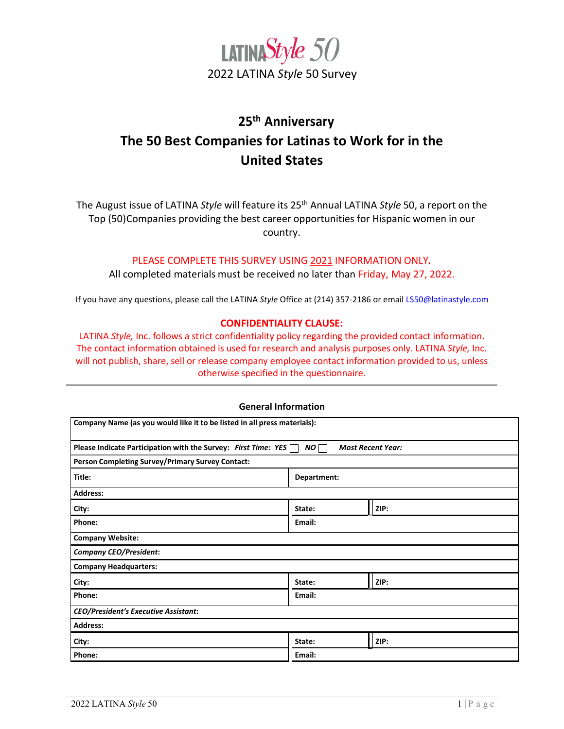# LATINA *Style* 50

2022 LATINA *Style* 50 Survey

## 25th Anniversary
## The 50 Best Companies for Latinas to Work for in the United States

The August issue of LATINA *Style* will feature its 25th Annual LATINA *Style* 50, a report on the Top (50)Companies providing the best career opportunities for Hispanic women in our country.

PLEASE COMPLETE THIS SURVEY USING 2021 INFORMATION ONLY.
All completed materials must be received no later than Friday, May 27, 2022.

If you have any questions, please call the LATINA *Style* Office at (214) 357-2186 or email LS50@latinastyle.com

**CONFIDENTIALITY CLAUSE:**
LATINA *Style,* Inc. follows a strict confidentiality policy regarding the provided contact information. The contact information obtained is used for research and analysis purposes only. LATINA *Style,* Inc. will not publish, share, sell or release company employee contact information provided to us, unless otherwise specified in the questionnaire.

### General Information

| **Company Name (as you would like it to be listed in all press materials):** | | |
|---|---|---|
| **Please Indicate Participation with the Survey:** ***First Time: YES*** ☐ ***NO*** ☐ ***Most Recent Year:*** | | |
| **Person Completing Survey/Primary Survey Contact:** | | |
| **Title:** | **Department:** | |
| **Address:** | | |
| **City:** | **State:** | **ZIP:** |
| **Phone:** | **Email:** | |
| **Company Website:** | | |
| ***Company CEO/President*:** | | |
| **Company Headquarters:** | | |
| **City:** | **State:** | **ZIP:** |
| **Phone:** | **Email:** | |
| ***CEO/President's Executive Assistant*:** | | |
| **Address:** | | |
| **City:** | **State:** | **ZIP:** |
| **Phone:** | **Email:** | |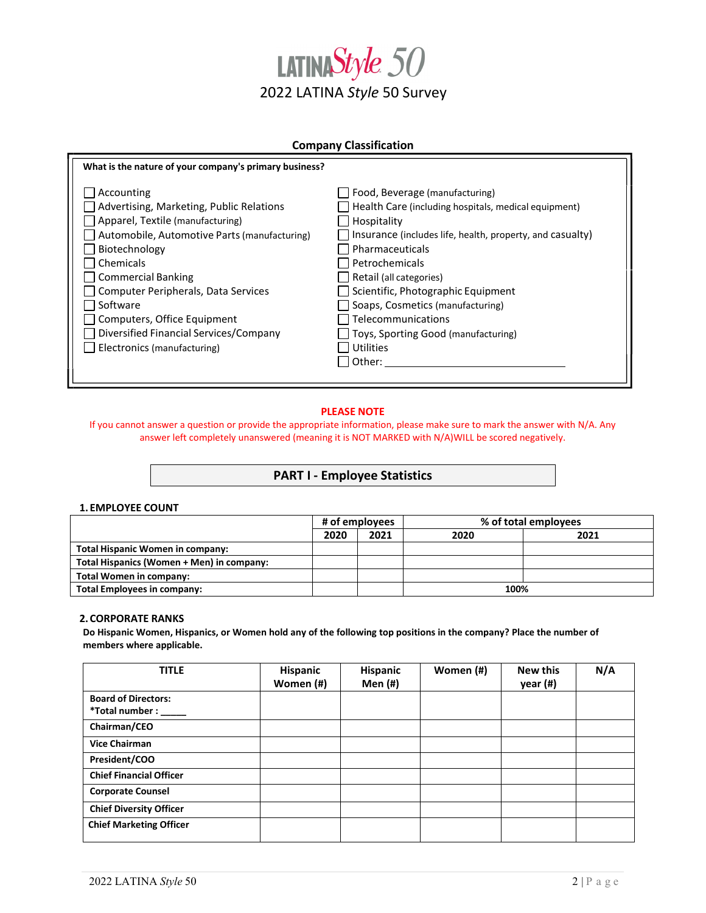# LATINA Style 50

## 2022 LATINA *Style* 50 Survey

### Company Classification

**What is the nature of your company's primary business?**

- ☐ Accounting
- ☐ Advertising, Marketing, Public Relations
- ☐ Apparel, Textile (manufacturing)
- ☐ Automobile, Automotive Parts (manufacturing)
- ☐ Biotechnology
- ☐ Chemicals
- ☐ Commercial Banking
- ☐ Computer Peripherals, Data Services
- ☐ Software
- ☐ Computers, Office Equipment
- ☐ Diversified Financial Services/Company
- ☐ Electronics (manufacturing)
- ☐ Food, Beverage (manufacturing)
- ☐ Health Care (including hospitals, medical equipment)
- ☐ Hospitality
- ☐ Insurance (includes life, health, property, and casualty)
- ☐ Pharmaceuticals
- ☐ Petrochemicals
- ☐ Retail (all categories)
- ☐ Scientific, Photographic Equipment
- ☐ Soaps, Cosmetics (manufacturing)
- ☐ Telecommunications
- ☐ Toys, Sporting Good (manufacturing)
- ☐ Utilities
- ☐ Other: ______________________________

**PLEASE NOTE**

If you cannot answer a question or provide the appropriate information, please make sure to mark the answer with N/A. Any answer left completely unanswered (meaning it is NOT MARKED with N/A)WILL be scored negatively.

## PART I - Employee Statistics

### 1. EMPLOYEE COUNT

| | # of employees | | % of total employees | |
|---|---|---|---|---|
| | 2020 | 2021 | 2020 | 2021 |
| **Total Hispanic Women in company:** | | | | |
| **Total Hispanics (Women + Men) in company:** | | | | |
| **Total Women in company:** | | | | |
| **Total Employees in company:** | | | 100% | |

### 2. CORPORATE RANKS

**Do Hispanic Women, Hispanics, or Women hold any of the following top positions in the company? Place the number of members where applicable.**

| TITLE | Hispanic Women (#) | Hispanic Men (#) | Women (#) | New this year (#) | N/A |
|---|---|---|---|---|---|
| **Board of Directors:** **\*Total number : _____** | | | | | |
| **Chairman/CEO** | | | | | |
| **Vice Chairman** | | | | | |
| **President/COO** | | | | | |
| **Chief Financial Officer** | | | | | |
| **Corporate Counsel** | | | | | |
| **Chief Diversity Officer** | | | | | |
| **Chief Marketing Officer** | | | | | |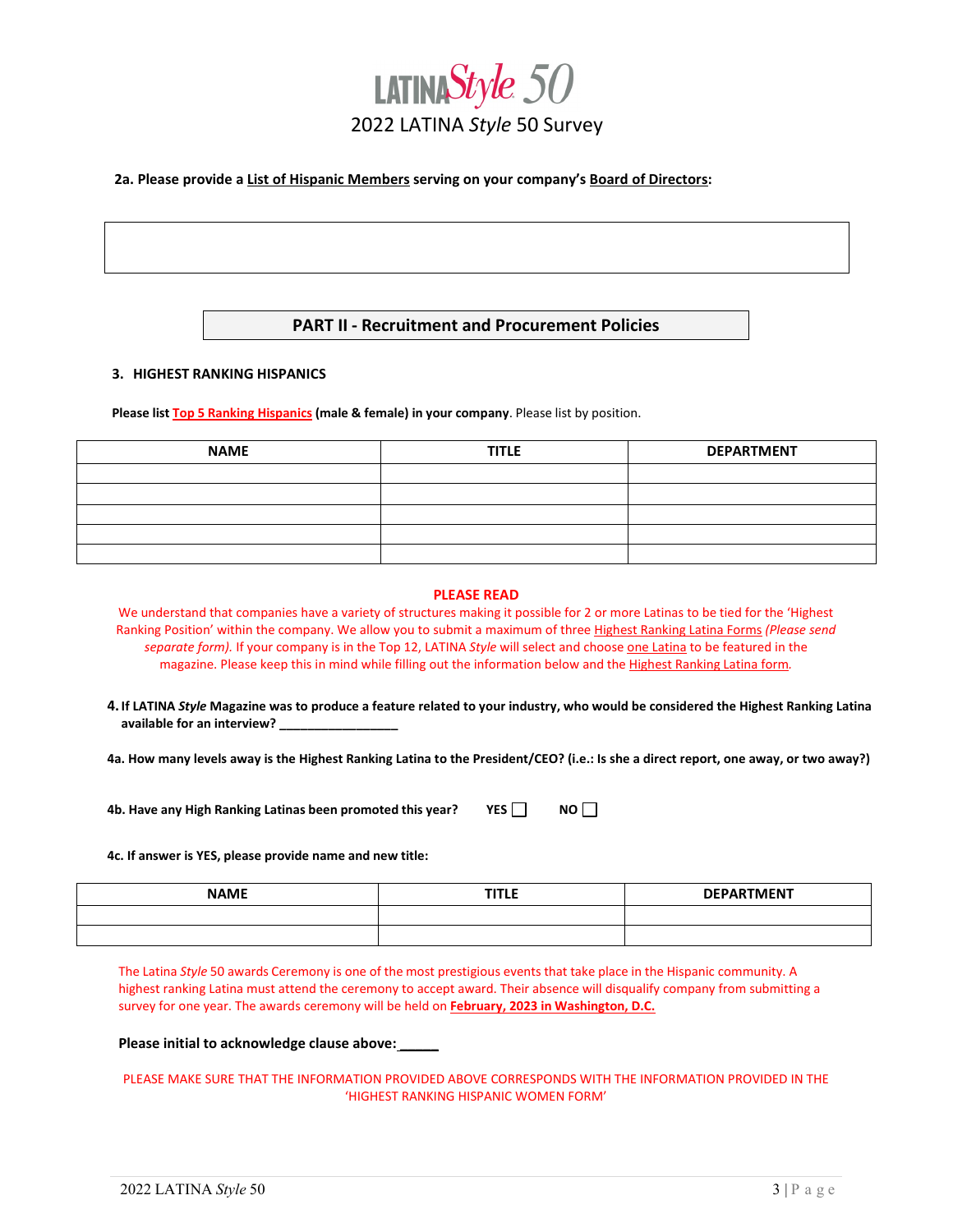# LATINA*Style* 50

## 2022 LATINA *Style* 50 Survey

**2a. Please provide a List of Hispanic Members serving on your company's Board of Directors:**

| |
|---|
| |

## PART II - Recruitment and Procurement Policies

### 3. HIGHEST RANKING HISPANICS

**Please list Top 5 Ranking Hispanics (male & female) in your company**. Please list by position.

| NAME | TITLE | DEPARTMENT |
|---|---|---|
| | | |
| | | |
| | | |
| | | |
| | | |

**PLEASE READ**

We understand that companies have a variety of structures making it possible for 2 or more Latinas to be tied for the 'Highest Ranking Position' within the company. We allow you to submit a maximum of three Highest Ranking Latina Forms *(Please send separate form)*. If your company is in the Top 12, LATINA *Style* will select and choose one Latina to be featured in the magazine. Please keep this in mind while filling out the information below and the Highest Ranking Latina form.

**4. If LATINA *Style* Magazine was to produce a feature related to your industry, who would be considered the Highest Ranking Latina available for an interview? _________________**

**4a. How many levels away is the Highest Ranking Latina to the President/CEO? (i.e.: Is she a direct report, one away, or two away?)**

**4b. Have any High Ranking Latinas been promoted this year?** YES ☐ NO ☐

**4c. If answer is YES, please provide name and new title:**

| NAME | TITLE | DEPARTMENT |
|---|---|---|
| | | |
| | | |

The Latina *Style* 50 awards Ceremony is one of the most prestigious events that take place in the Hispanic community. A highest ranking Latina must attend the ceremony to accept award. Their absence will disqualify company from submitting a survey for one year. The awards ceremony will be held on **February, 2023 in Washington, D.C.**

**Please initial to acknowledge clause above: _____**

PLEASE MAKE SURE THAT THE INFORMATION PROVIDED ABOVE CORRESPONDS WITH THE INFORMATION PROVIDED IN THE 'HIGHEST RANKING HISPANIC WOMEN FORM'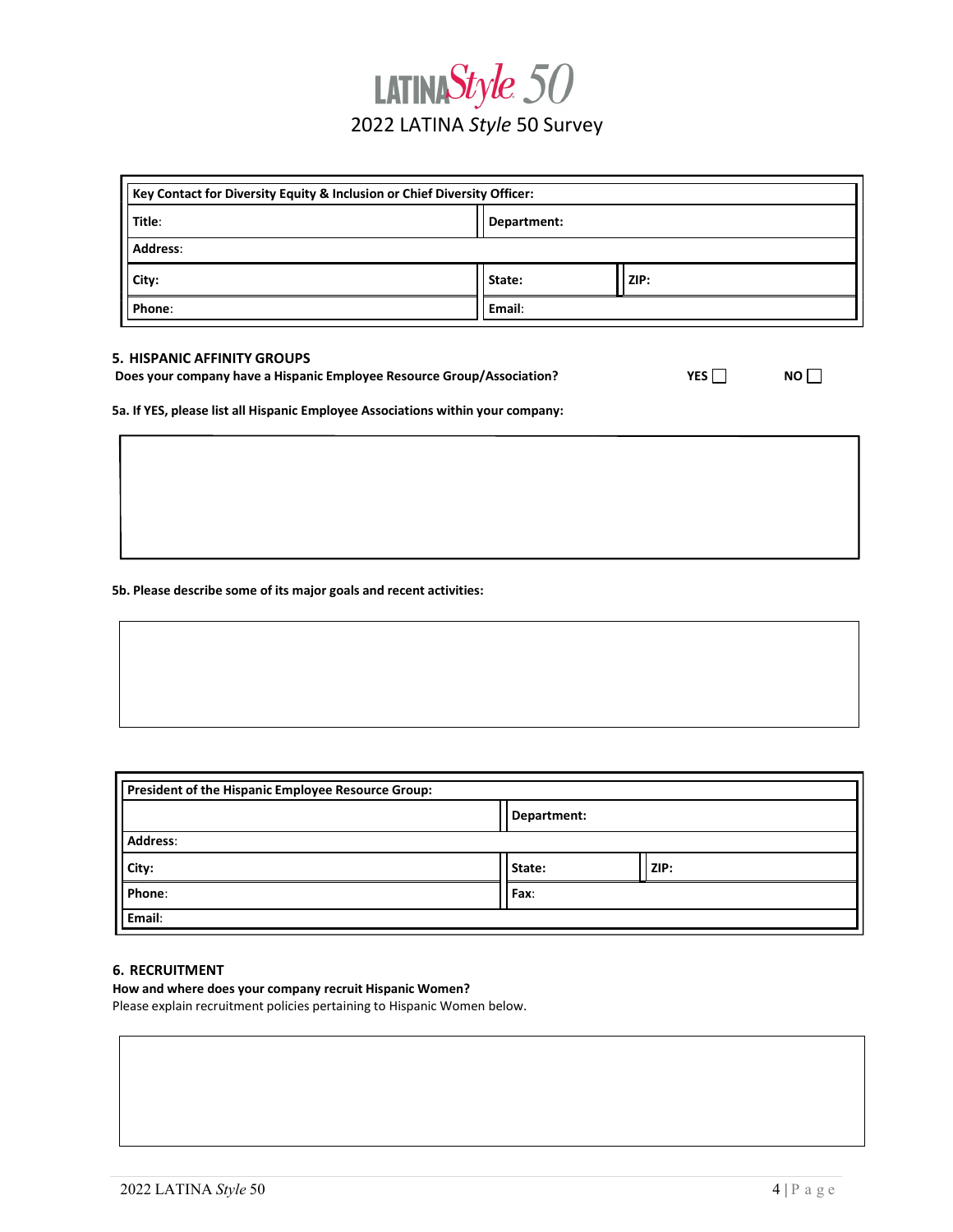# 2022 LATINA *Style* 50 Survey

| Key Contact for Diversity Equity & Inclusion or Chief Diversity Officer: | | |
|---|---|---|
| **Title**: | **Department:** | |
| **Address**: | | |
| **City:** | **State:** | **ZIP:** |
| **Phone**: | **Email**: | |

## 5. HISPANIC AFFINITY GROUPS

**Does your company have a Hispanic Employee Resource Group/Association?** **YES** ☐ **NO** ☐

**5a. If YES, please list all Hispanic Employee Associations within your company:**

**5b. Please describe some of its major goals and recent activities:**

| President of the Hispanic Employee Resource Group: | | |
|---|---|---|
| | **Department:** | |
| **Address**: | | |
| **City:** | **State:** | **ZIP:** |
| **Phone**: | **Fax**: | |
| **Email**: | | |

## 6. RECRUITMENT

**How and where does your company recruit Hispanic Women?**

Please explain recruitment policies pertaining to Hispanic Women below.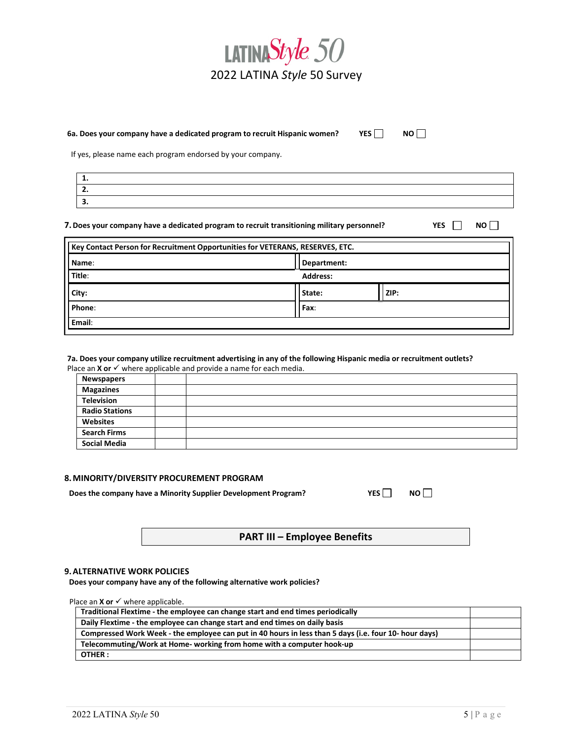LATINA*Style* 50

2022 LATINA *Style* 50 Survey

**6a. Does your company have a dedicated program to recruit Hispanic women?** **YES** ☐ **NO** ☐

If yes, please name each program endorsed by your company.

| |
|---|
| **1.** |
| **2.** |
| **3.** |

**7. Does your company have a dedicated program to recruit transitioning military personnel?** **YES** ☐ **NO** ☐

| **Key Contact Person for Recruitment Opportunities for VETERANS, RESERVES, ETC.** | | |
|---|---|---|
| **Name**: | **Department:** | |
| **Title**: | **Address:** | |
| **City:** | **State:** | **ZIP:** |
| **Phone**: | **Fax**: | |
| **Email**: | | |

**7a. Does your company utilize recruitment advertising in any of the following Hispanic media or recruitment outlets?**
Place an **X or** ✓ where applicable and provide a name for each media.

| | | |
|---|---|---|
| **Newspapers** | | |
| **Magazines** | | |
| **Television** | | |
| **Radio Stations** | | |
| **Websites** | | |
| **Search Firms** | | |
| **Social Media** | | |

## 8. MINORITY/DIVERSITY PROCUREMENT PROGRAM

**Does the company have a Minority Supplier Development Program?** **YES** ☐ **NO** ☐

## PART III – Employee Benefits

## 9. ALTERNATIVE WORK POLICIES

**Does your company have any of the following alternative work policies?**

Place an **X or** ✓ where applicable.

| | |
|---|---|
| **Traditional Flextime - the employee can change start and end times periodically** | |
| **Daily Flextime - the employee can change start and end times on daily basis** | |
| **Compressed Work Week - the employee can put in 40 hours in less than 5 days (i.e. four 10- hour days)** | |
| **Telecommuting/Work at Home- working from home with a computer hook-up** | |
| **OTHER :** | |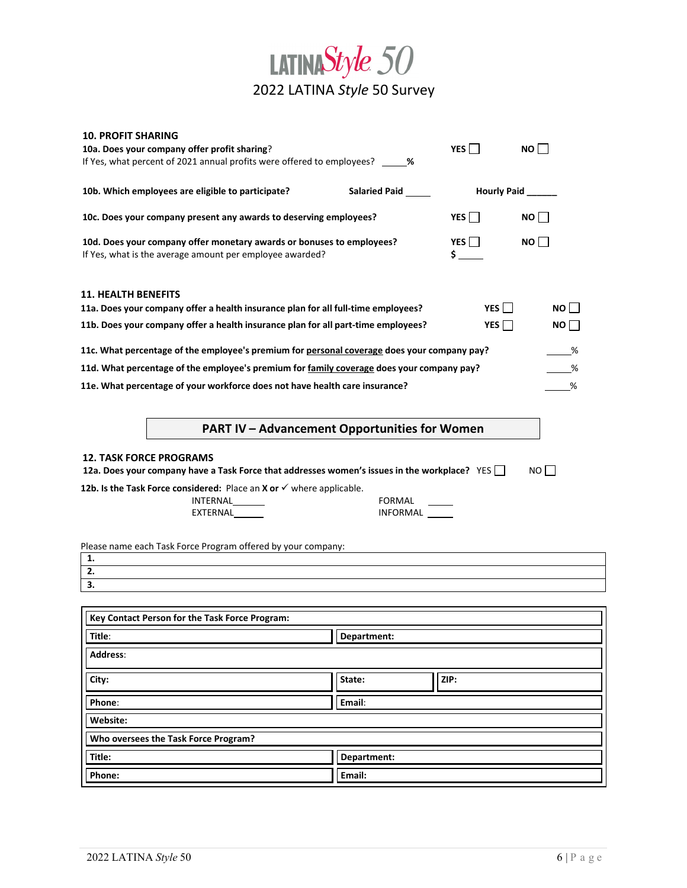# LATINA*Style* 50

## 2022 LATINA *Style* 50 Survey

**10. PROFIT SHARING**

**10a. Does your company offer profit sharing**? **YES** ☐ **NO** ☐
If Yes, what percent of 2021 annual profits were offered to employees? _____**%**

**10b. Which employees are eligible to participate?** **Salaried Paid** _____ **Hourly Paid** ______

**10c. Does your company present any awards to deserving employees?** **YES** ☐ **NO** ☐

**10d. Does your company offer monetary awards or bonuses to employees?** **YES** ☐ **NO** ☐
If Yes, what is the average amount per employee awarded? **$** _____

**11. HEALTH BENEFITS**

**11a. Does your company offer a health insurance plan for all full-time employees?** **YES** ☐ **NO** ☐

**11b. Does your company offer a health insurance plan for all part-time employees?** **YES** ☐ **NO** ☐

**11c. What percentage of the employee's premium for personal coverage does your company pay?** _____%

**11d. What percentage of the employee's premium for family coverage does your company pay?** _____%

**11e. What percentage of your workforce does not have health care insurance?** _____%

## PART IV – Advancement Opportunities for Women

**12. TASK FORCE PROGRAMS**

**12a. Does your company have a Task Force that addresses women's issues in the workplace?** YES ☐ NO ☐

**12b. Is the Task Force considered:** Place an **X or** ✓ where applicable.

INTERNAL______ FORMAL ______
EXTERNAL______ INFORMAL ______

Please name each Task Force Program offered by your company:

| |
|---|
| **1.** |
| **2.** |
| **3.** |

| | | |
|---|---|---|
| **Key Contact Person for the Task Force Program:** | | |
| **Title**: | **Department:** | |
| **Address**: | | |
| **City:** | **State:** | **ZIP:** |
| **Phone**: | **Email**: | |
| **Website:** | | |
| **Who oversees the Task Force Program?** | | |
| **Title:** | **Department:** | |
| **Phone:** | **Email:** | |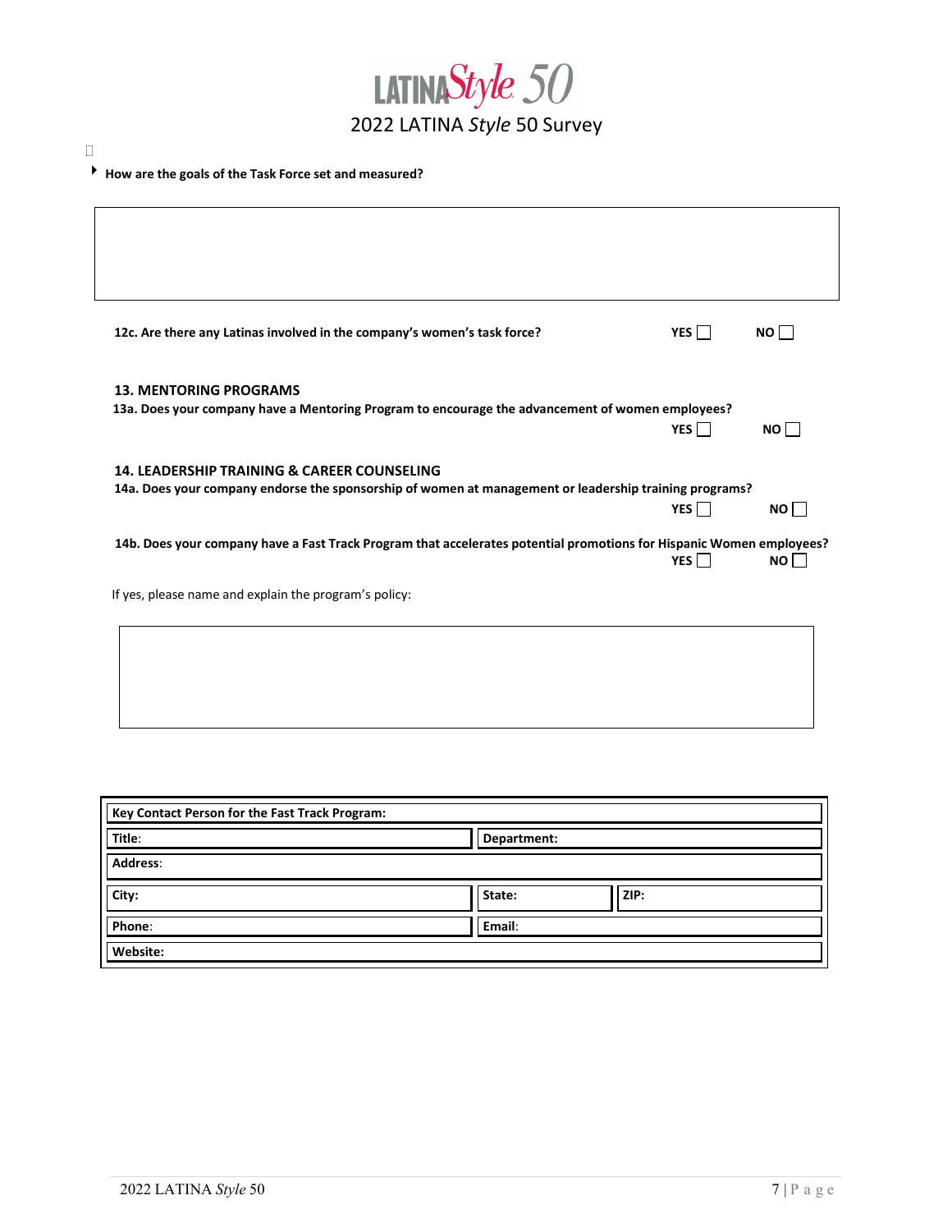# LATINA*Style* 50

## 2022 LATINA *Style* 50 Survey

- **How are the goals of the Task Force set and measured?**

| |
|---|
| |

**12c. Are there any Latinas involved in the company's women's task force?** YES ☐ NO ☐

### 13. MENTORING PROGRAMS

**13a. Does your company have a Mentoring Program to encourage the advancement of women employees?**
YES ☐ NO ☐

### 14. LEADERSHIP TRAINING & CAREER COUNSELING

**14a. Does your company endorse the sponsorship of women at management or leadership training programs?**
YES ☐ NO ☐

**14b. Does your company have a Fast Track Program that accelerates potential promotions for Hispanic Women employees?**
YES ☐ NO ☐

If yes, please name and explain the program's policy:

| |
|---|
| |

| **Key Contact Person for the Fast Track Program:** | | |
|---|---|---|
| **Title**: | **Department:** | |
| **Address**: | | |
| **City:** | **State:** | **ZIP:** |
| **Phone**: | **Email**: | |
| **Website:** | | |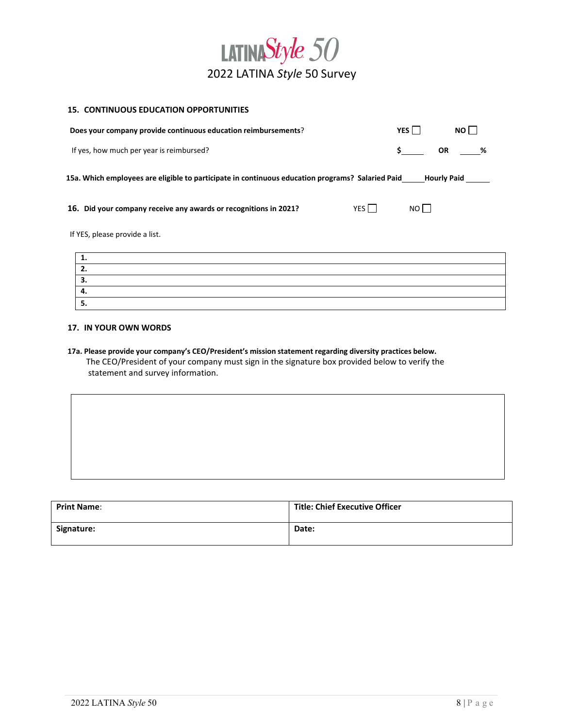# LATINA*Style* 50

## 2022 LATINA *Style* 50 Survey

### 15. CONTINUOUS EDUCATION OPPORTUNITIES

**Does your company provide continuous education reimbursements**? **YES** ☐ **NO** ☐

If yes, how much per year is reimbursed? **$**_____ **OR** _____**%**

**15a. Which employees are eligible to participate in continuous education programs? Salaried Paid**_____ **Hourly Paid** _____

### 16. Did your company receive any awards or recognitions in 2021? YES ☐ NO ☐

If YES, please provide a list.

| |
|---|
| **1.** |
| **2.** |
| **3.** |
| **4.** |
| **5.** |

### 17. IN YOUR OWN WORDS

**17a. Please provide your company's CEO/President's mission statement regarding diversity practices below.**
The CEO/President of your company must sign in the signature box provided below to verify the statement and survey information.

| |
|---|
| |

| | |
|---|---|
| **Print Name**: | **Title: Chief Executive Officer** |
| **Signature:** | **Date:** |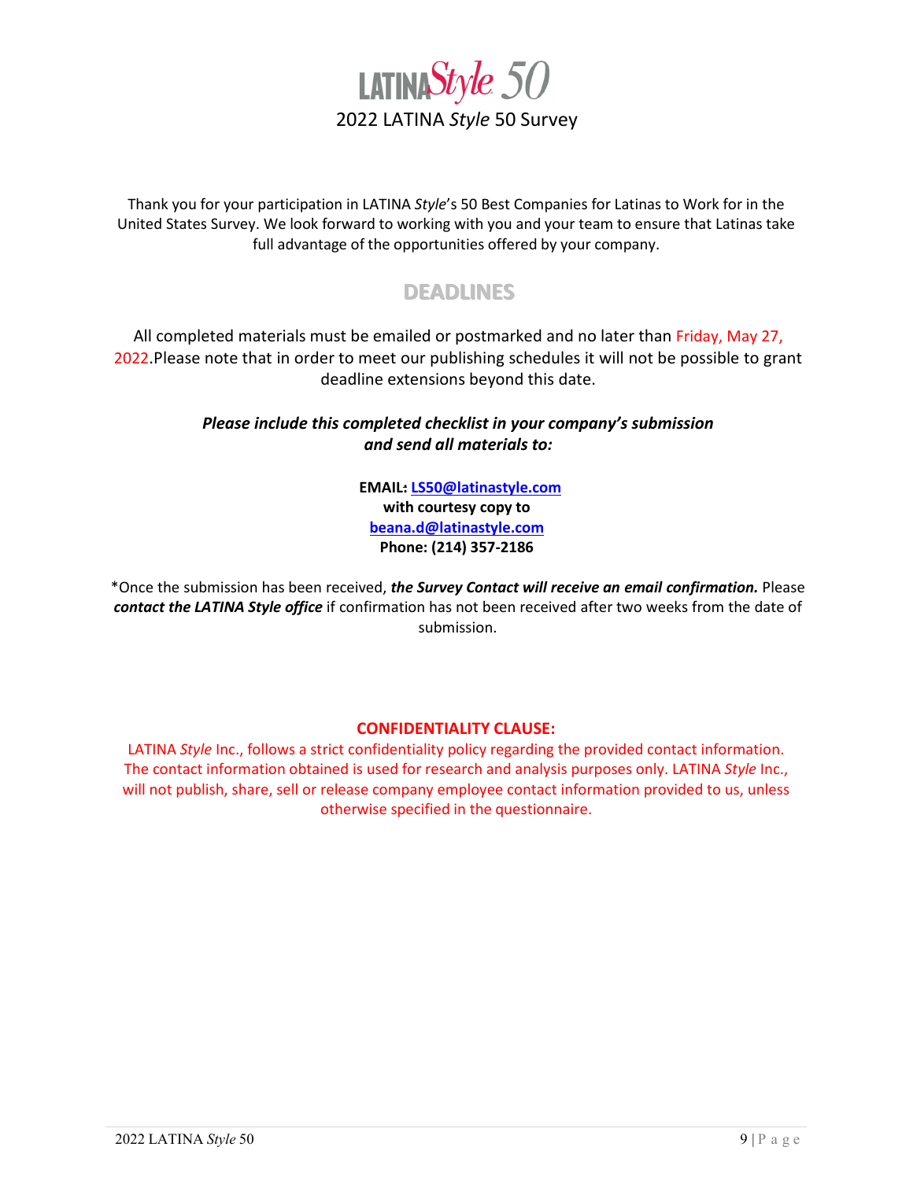# LATINA *Style* 50

## 2022 LATINA *Style* 50 Survey

Thank you for your participation in LATINA *Style*'s 50 Best Companies for Latinas to Work for in the United States Survey. We look forward to working with you and your team to ensure that Latinas take full advantage of the opportunities offered by your company.

## DEADLINES

All completed materials must be emailed or postmarked and no later than Friday, May 27, 2022.Please note that in order to meet our publishing schedules it will not be possible to grant deadline extensions beyond this date.

***Please include this completed checklist in your company's submission and send all materials to:***

**EMAIL: LS50@latinastyle.com**
**with courtesy copy to**
**beana.d@latinastyle.com**
**Phone: (214) 357-2186**

*Once the submission has been received, ***the Survey Contact will receive an email confirmation.*** Please ***contact the LATINA Style office*** if confirmation has not been received after two weeks from the date of submission.

**CONFIDENTIALITY CLAUSE:**

LATINA *Style* Inc., follows a strict confidentiality policy regarding the provided contact information. The contact information obtained is used for research and analysis purposes only. LATINA *Style* Inc., will not publish, share, sell or release company employee contact information provided to us, unless otherwise specified in the questionnaire.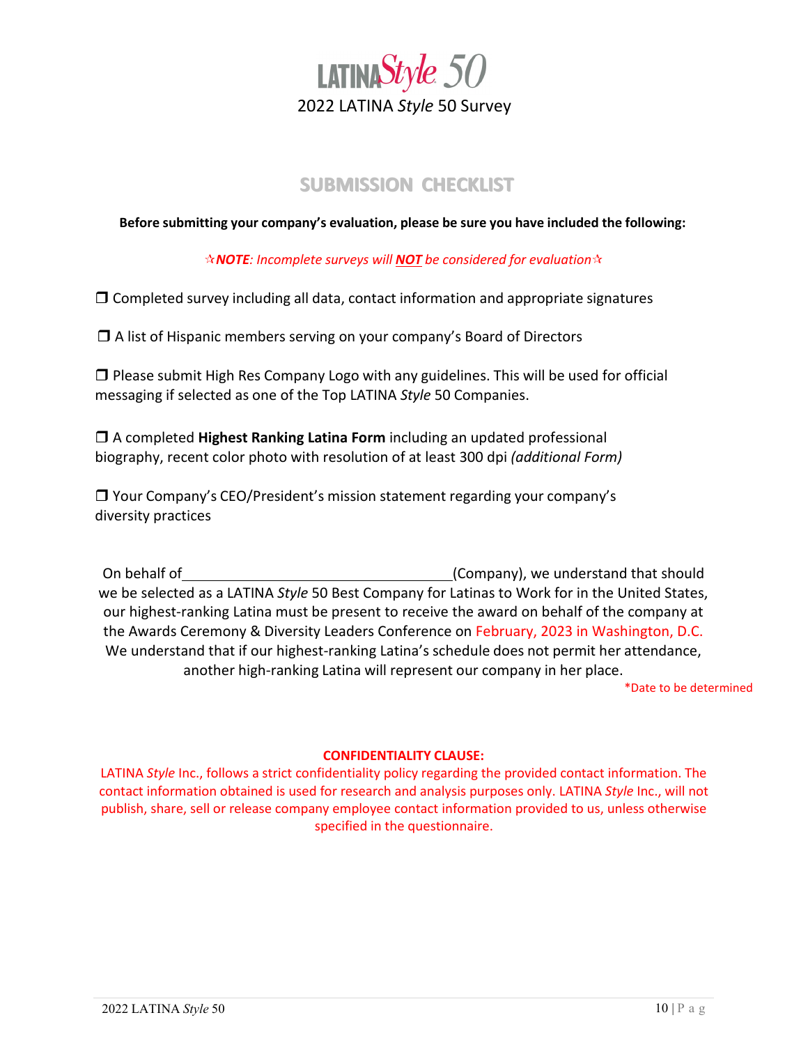# LATINA*Style* 50

2022 LATINA *Style* 50 Survey

## SUBMISSION CHECKLIST

**Before submitting your company's evaluation, please be sure you have included the following:**

✰***NOTE****: Incomplete surveys will* ***NOT*** *be considered for evaluation*✰

❒ Completed survey including all data, contact information and appropriate signatures

❒ A list of Hispanic members serving on your company's Board of Directors

❒ Please submit High Res Company Logo with any guidelines. This will be used for official messaging if selected as one of the Top LATINA *Style* 50 Companies.

❒ A completed **Highest Ranking Latina Form** including an updated professional biography, recent color photo with resolution of at least 300 dpi *(additional Form)*

❒ Your Company's CEO/President's mission statement regarding your company's diversity practices

On behalf of \_\_\_\_\_\_\_\_\_\_\_\_\_\_\_\_\_\_\_\_\_\_\_\_\_\_\_\_\_\_\_\_\_\_(Company), we understand that should we be selected as a LATINA *Style* 50 Best Company for Latinas to Work for in the United States, our highest-ranking Latina must be present to receive the award on behalf of the company at the Awards Ceremony & Diversity Leaders Conference on February, 2023 in Washington, D.C. We understand that if our highest-ranking Latina's schedule does not permit her attendance, another high-ranking Latina will represent our company in her place.

*Date to be determined

**CONFIDENTIALITY CLAUSE:**

LATINA *Style* Inc., follows a strict confidentiality policy regarding the provided contact information. The contact information obtained is used for research and analysis purposes only. LATINA *Style* Inc., will not publish, share, sell or release company employee contact information provided to us, unless otherwise specified in the questionnaire.